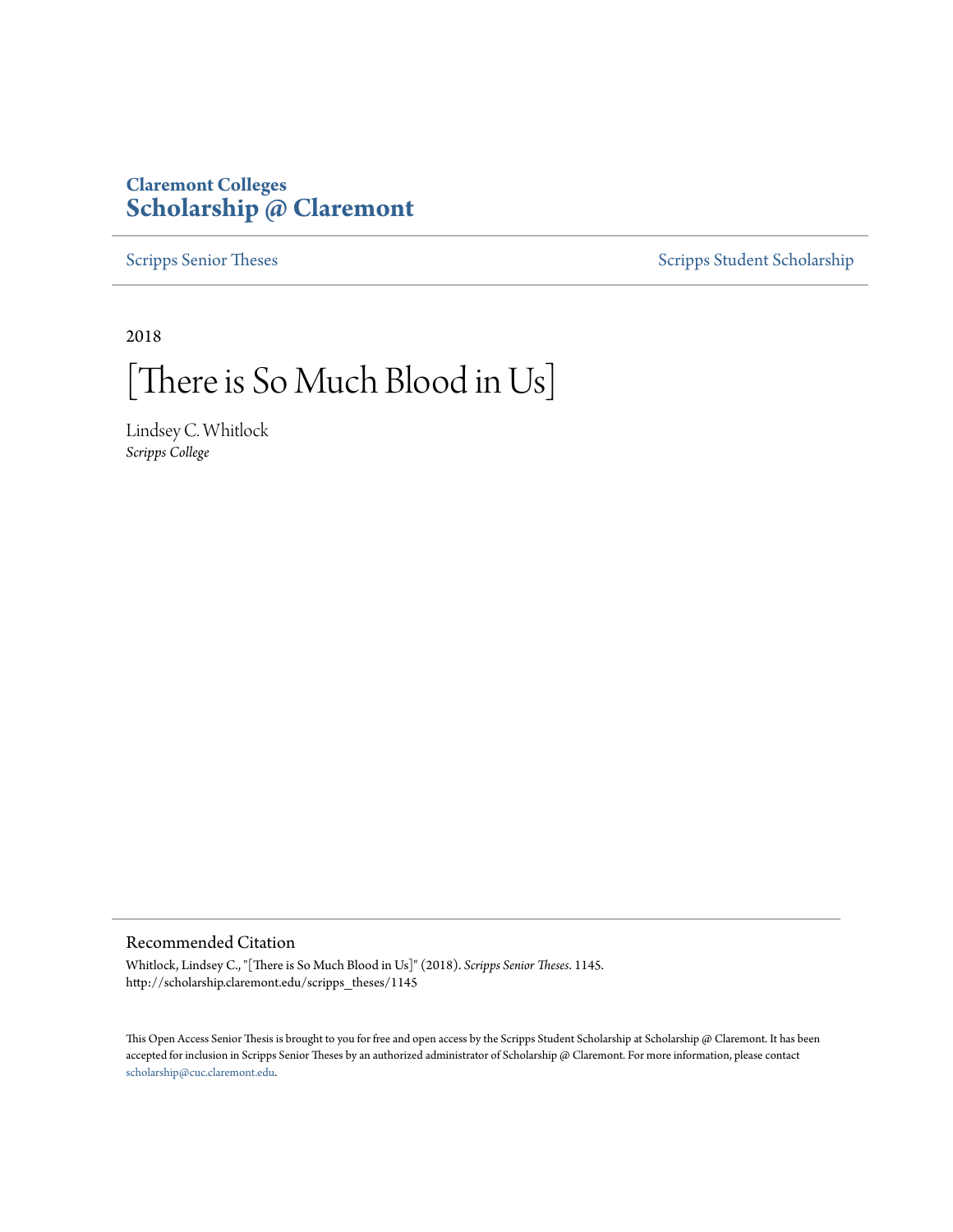Claremont Colleges
**Scholarship @ Claremont**

Scripps Senior Theses | Scripps Student Scholarship

2018

# [There is So Much Blood in Us]

Lindsey C. Whitlock
*Scripps College*

## Recommended Citation

Whitlock, Lindsey C., "[There is So Much Blood in Us]" (2018). *Scripps Senior Theses*. 1145.
http://scholarship.claremont.edu/scripps_theses/1145

This Open Access Senior Thesis is brought to you for free and open access by the Scripps Student Scholarship at Scholarship @ Claremont. It has been accepted for inclusion in Scripps Senior Theses by an authorized administrator of Scholarship @ Claremont. For more information, please contact scholarship@cuc.claremont.edu.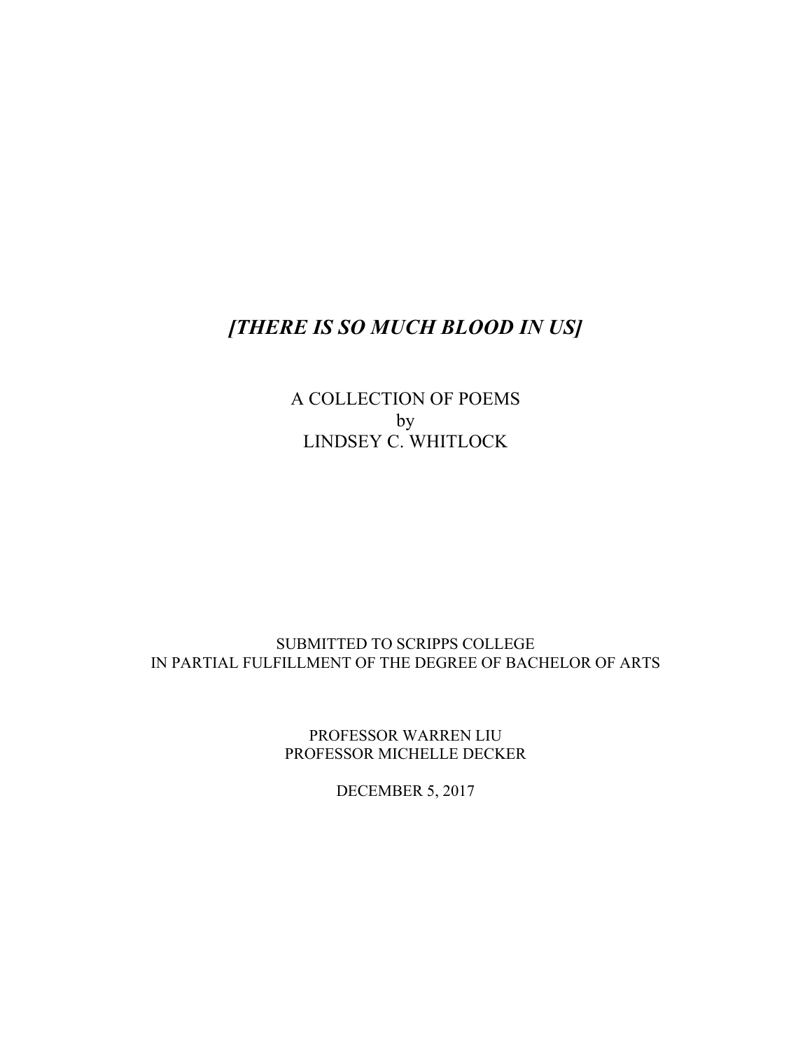# *[THERE IS SO MUCH BLOOD IN US]*

A COLLECTION OF POEMS
by
LINDSEY C. WHITLOCK

SUBMITTED TO SCRIPPS COLLEGE
IN PARTIAL FULFILLMENT OF THE DEGREE OF BACHELOR OF ARTS

PROFESSOR WARREN LIU
PROFESSOR MICHELLE DECKER

DECEMBER 5, 2017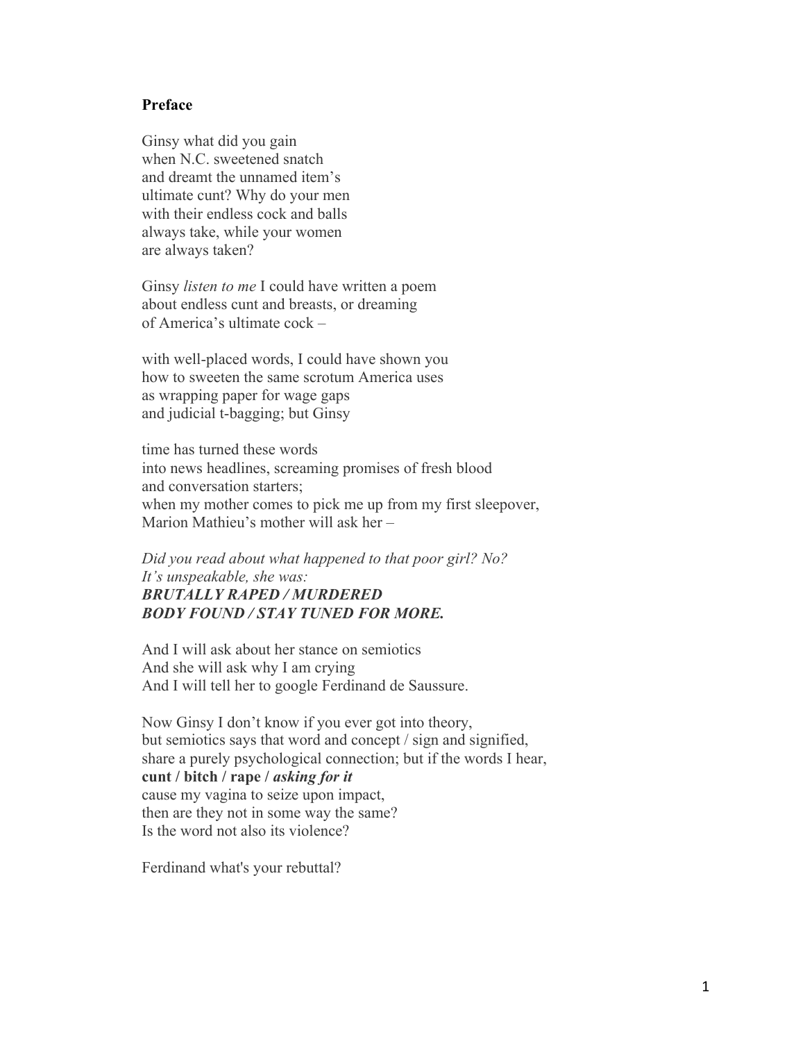**Preface**

Ginsy what did you gain
when N.C. sweetened snatch
and dreamt the unnamed item's
ultimate cunt? Why do your men
with their endless cock and balls
always take, while your women
are always taken?

Ginsy *listen to me* I could have written a poem
about endless cunt and breasts, or dreaming
of America's ultimate cock –

with well-placed words, I could have shown you
how to sweeten the same scrotum America uses
as wrapping paper for wage gaps
and judicial t-bagging; but Ginsy

time has turned these words
into news headlines, screaming promises of fresh blood
and conversation starters;
when my mother comes to pick me up from my first sleepover,
Marion Mathieu's mother will ask her –

*Did you read about what happened to that poor girl? No?*
*It's unspeakable, she was:*
***BRUTALLY RAPED / MURDERED***
***BODY FOUND / STAY TUNED FOR MORE.***

And I will ask about her stance on semiotics
And she will ask why I am crying
And I will tell her to google Ferdinand de Saussure.

Now Ginsy I don't know if you ever got into theory,
but semiotics says that word and concept / sign and signified,
share a purely psychological connection; but if the words I hear,
**cunt / bitch / rape /** ***asking for it***
cause my vagina to seize upon impact,
then are they not in some way the same?
Is the word not also its violence?

Ferdinand what's your rebuttal?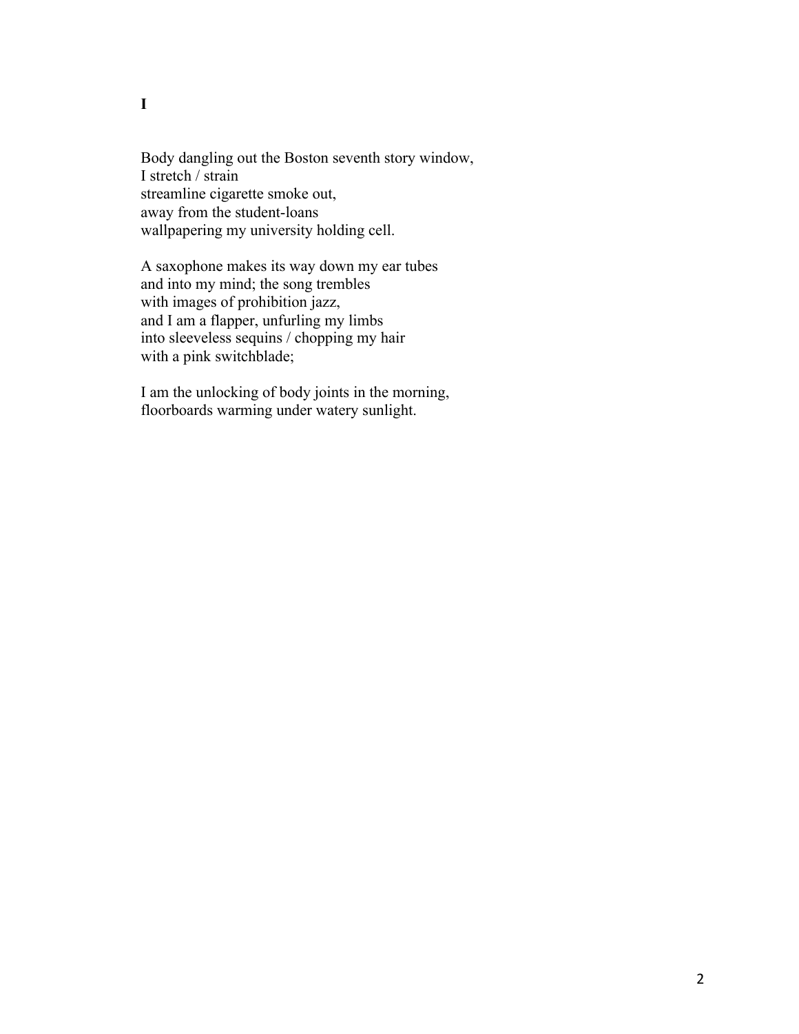**I**

Body dangling out the Boston seventh story window,
I stretch / strain
streamline cigarette smoke out,
away from the student-loans
wallpapering my university holding cell.

A saxophone makes its way down my ear tubes
and into my mind; the song trembles
with images of prohibition jazz,
and I am a flapper, unfurling my limbs
into sleeveless sequins / chopping my hair
with a pink switchblade;

I am the unlocking of body joints in the morning,
floorboards warming under watery sunlight.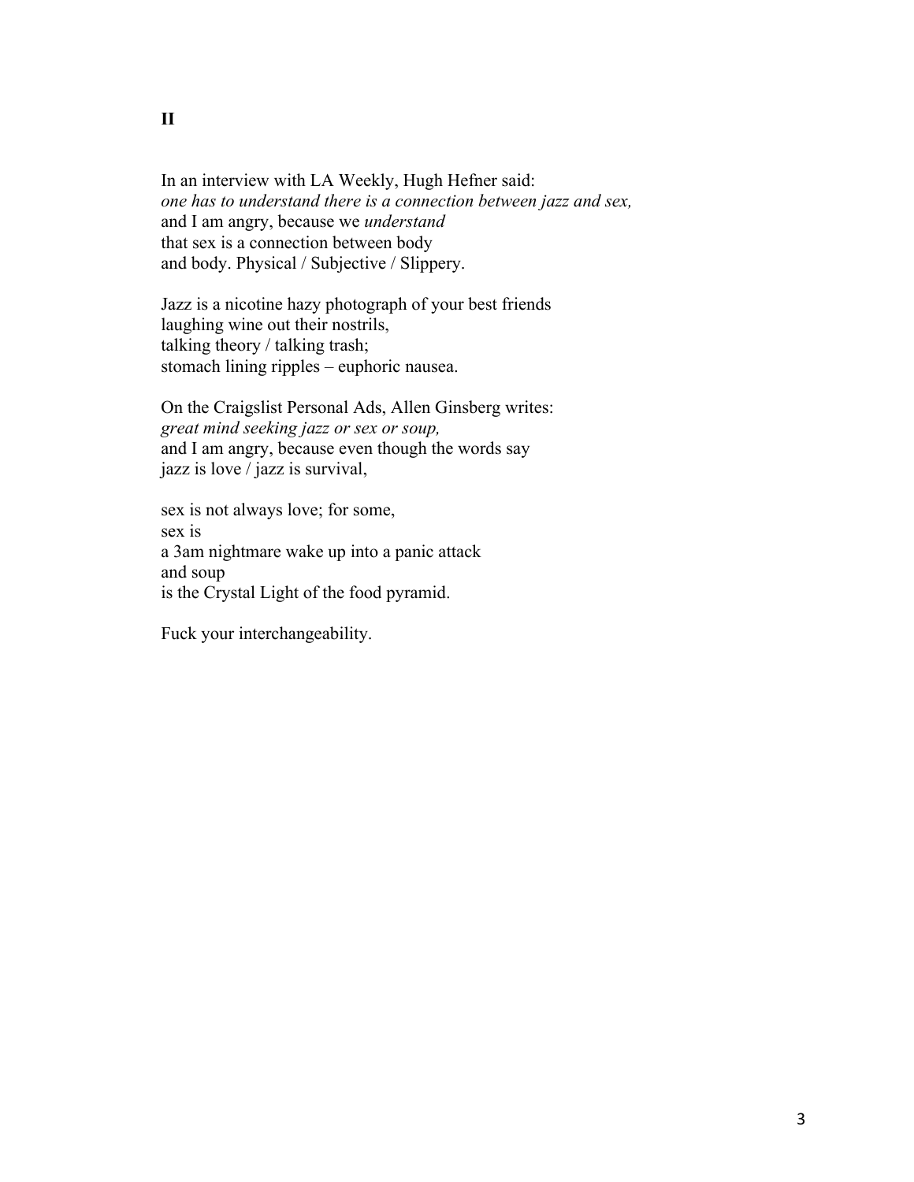**II**

In an interview with LA Weekly, Hugh Hefner said:  
*one has to understand there is a connection between jazz and sex,*  
and I am angry, because we *understand*  
that sex is a connection between body  
and body. Physical / Subjective / Slippery.

Jazz is a nicotine hazy photograph of your best friends  
laughing wine out their nostrils,  
talking theory / talking trash;  
stomach lining ripples – euphoric nausea.

On the Craigslist Personal Ads, Allen Ginsberg writes:  
*great mind seeking jazz or sex or soup,*  
and I am angry, because even though the words say  
jazz is love / jazz is survival,

sex is not always love; for some,  
sex is  
a 3am nightmare wake up into a panic attack  
and soup  
is the Crystal Light of the food pyramid.

Fuck your interchangeability.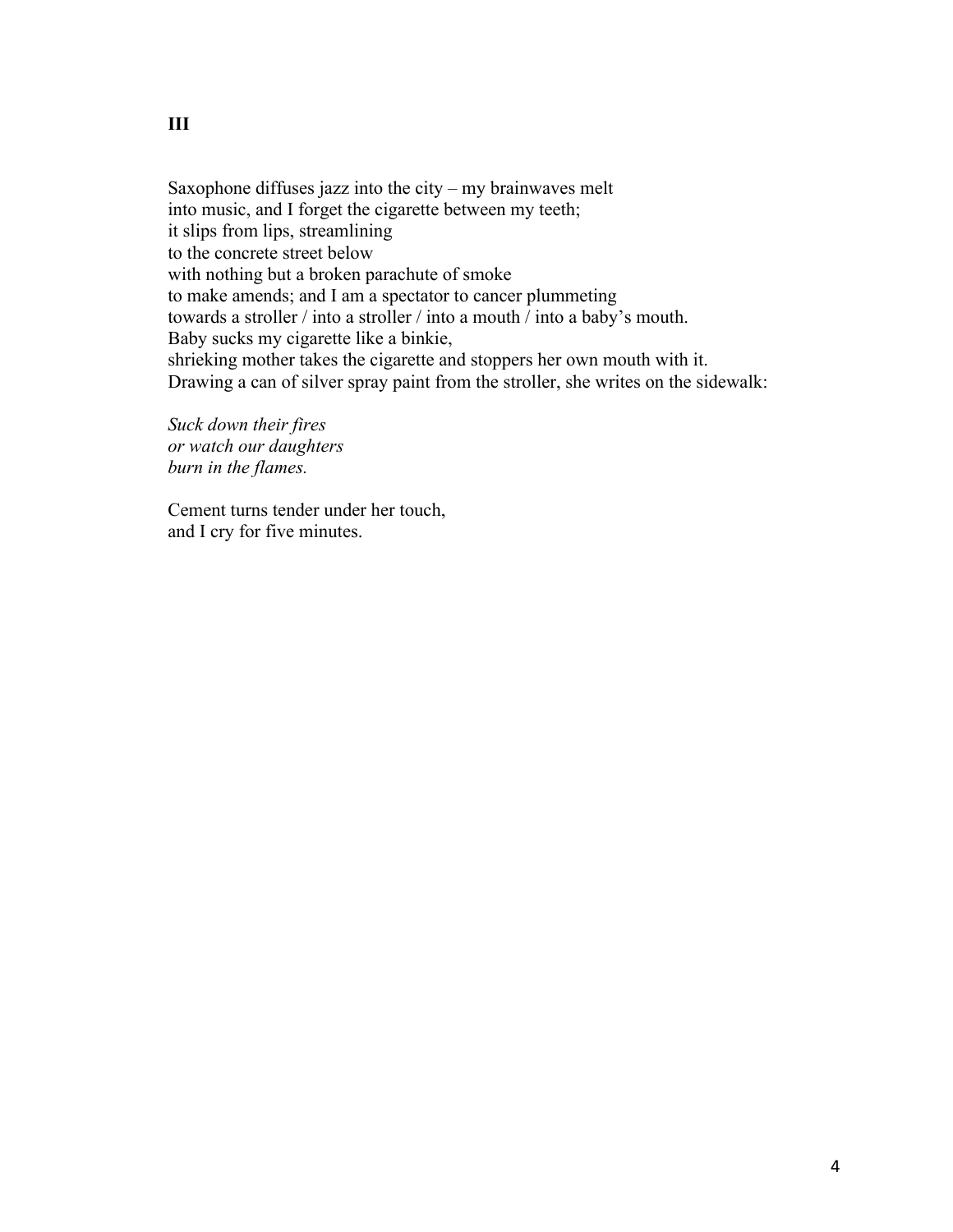**III**

Saxophone diffuses jazz into the city – my brainwaves melt
into music, and I forget the cigarette between my teeth;
it slips from lips, streamlining
to the concrete street below
with nothing but a broken parachute of smoke
to make amends; and I am a spectator to cancer plummeting
towards a stroller / into a stroller / into a mouth / into a baby's mouth.
Baby sucks my cigarette like a binkie,
shrieking mother takes the cigarette and stoppers her own mouth with it.
Drawing a can of silver spray paint from the stroller, she writes on the sidewalk:

*Suck down their fires*
*or watch our daughters*
*burn in the flames.*

Cement turns tender under her touch,
and I cry for five minutes.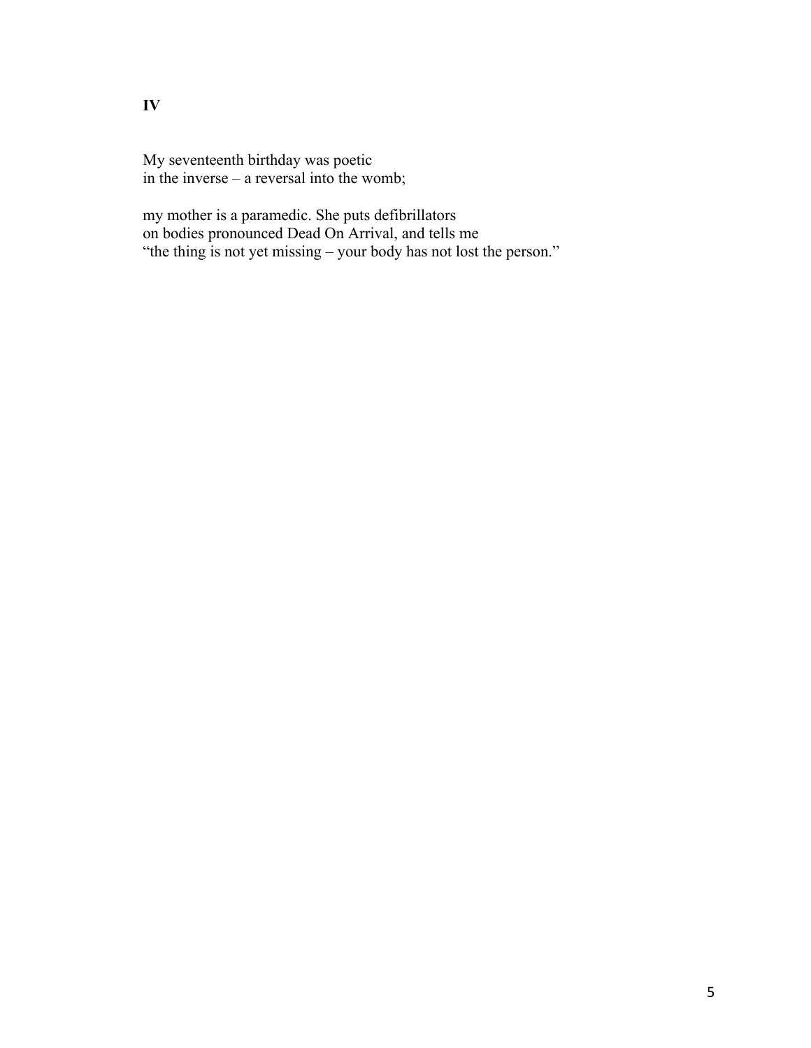**IV**

My seventeenth birthday was poetic  
in the inverse – a reversal into the womb;

my mother is a paramedic. She puts defibrillators  
on bodies pronounced Dead On Arrival, and tells me  
"the thing is not yet missing – your body has not lost the person."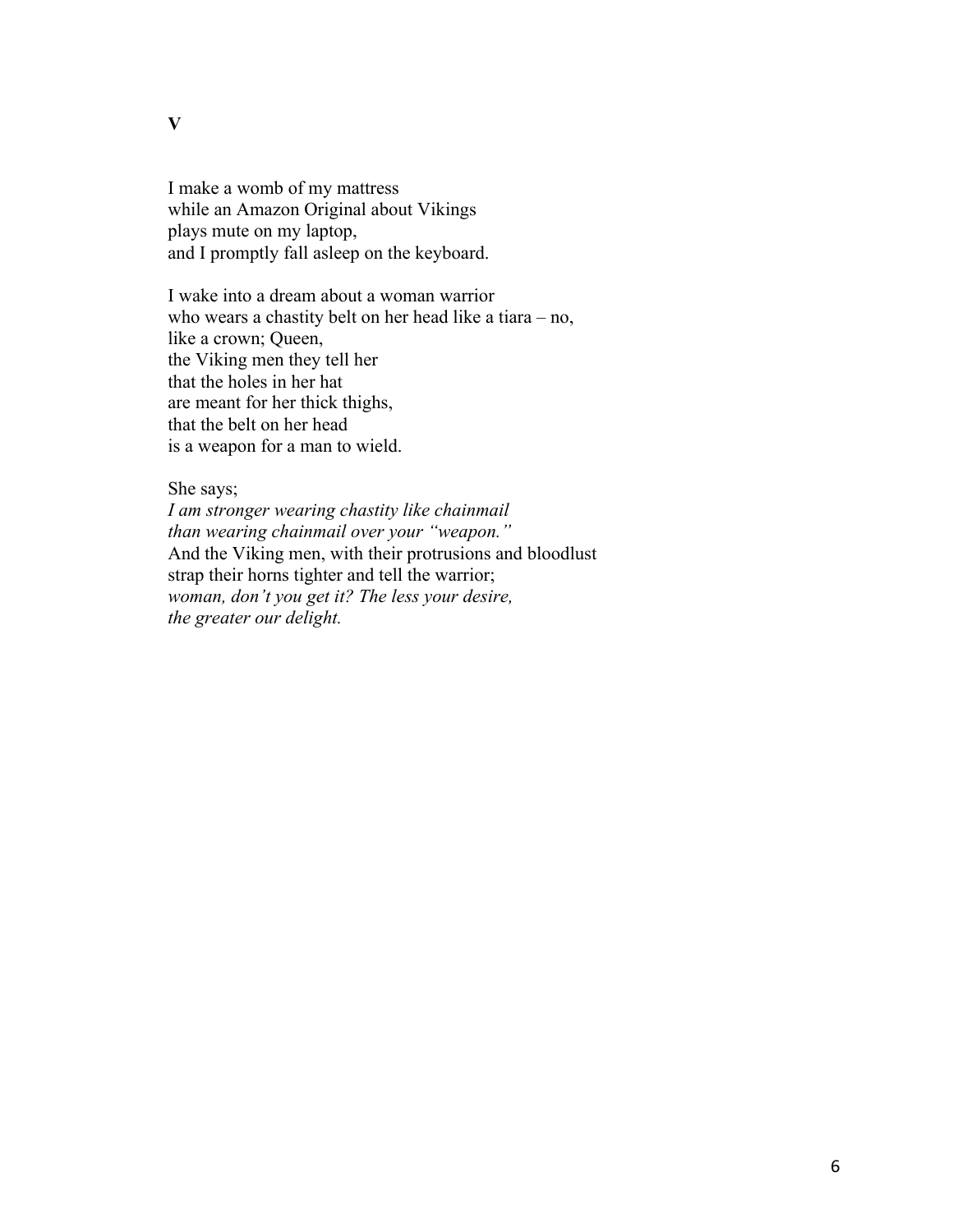**V**

I make a womb of my mattress
while an Amazon Original about Vikings
plays mute on my laptop,
and I promptly fall asleep on the keyboard.

I wake into a dream about a woman warrior
who wears a chastity belt on her head like a tiara – no,
like a crown; Queen,
the Viking men they tell her
that the holes in her hat
are meant for her thick thighs,
that the belt on her head
is a weapon for a man to wield.

She says;
*I am stronger wearing chastity like chainmail*
*than wearing chainmail over your "weapon."*
And the Viking men, with their protrusions and bloodlust
strap their horns tighter and tell the warrior;
*woman, don't you get it? The less your desire,*
*the greater our delight.*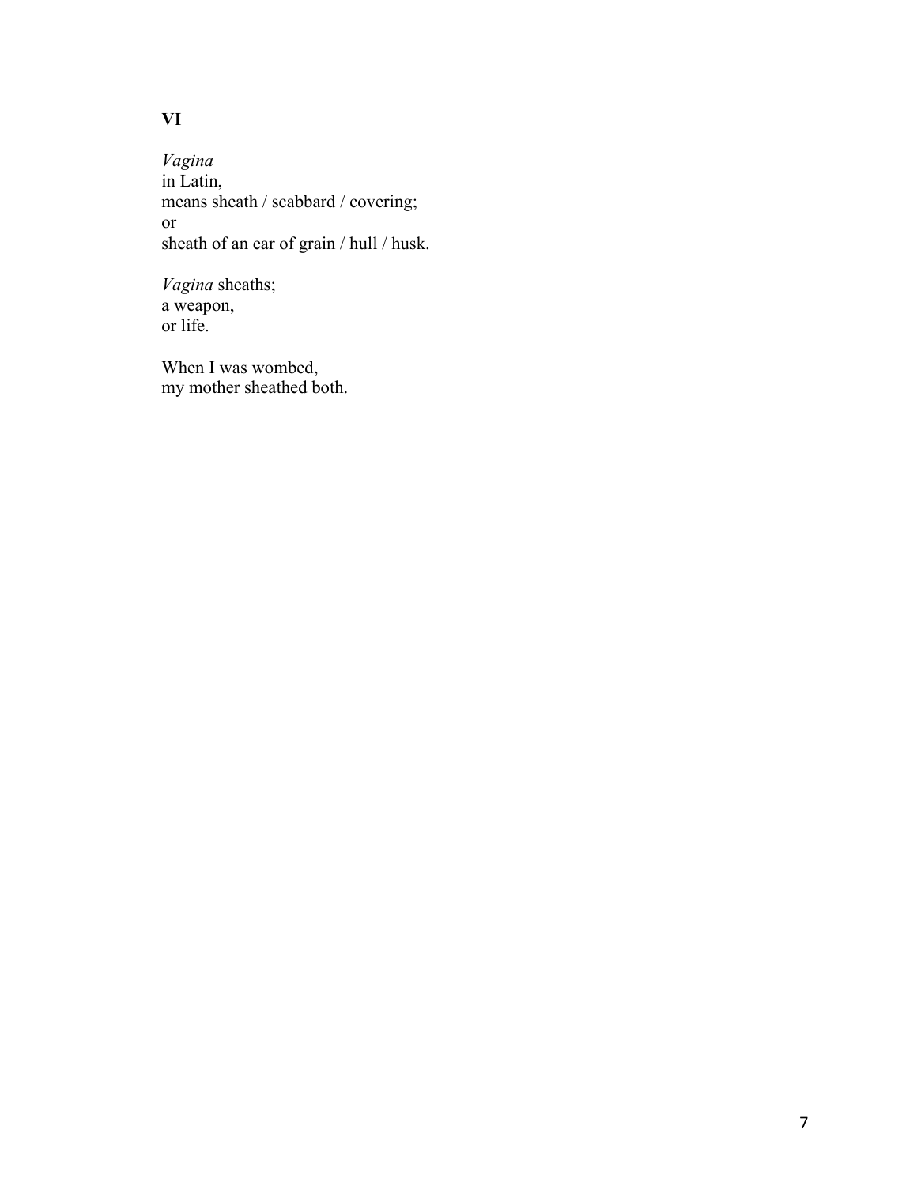**VI**

*Vagina*
in Latin,
means sheath / scabbard / covering;
or
sheath of an ear of grain / hull / husk.

*Vagina* sheaths;
a weapon,
or life.

When I was wombed,
my mother sheathed both.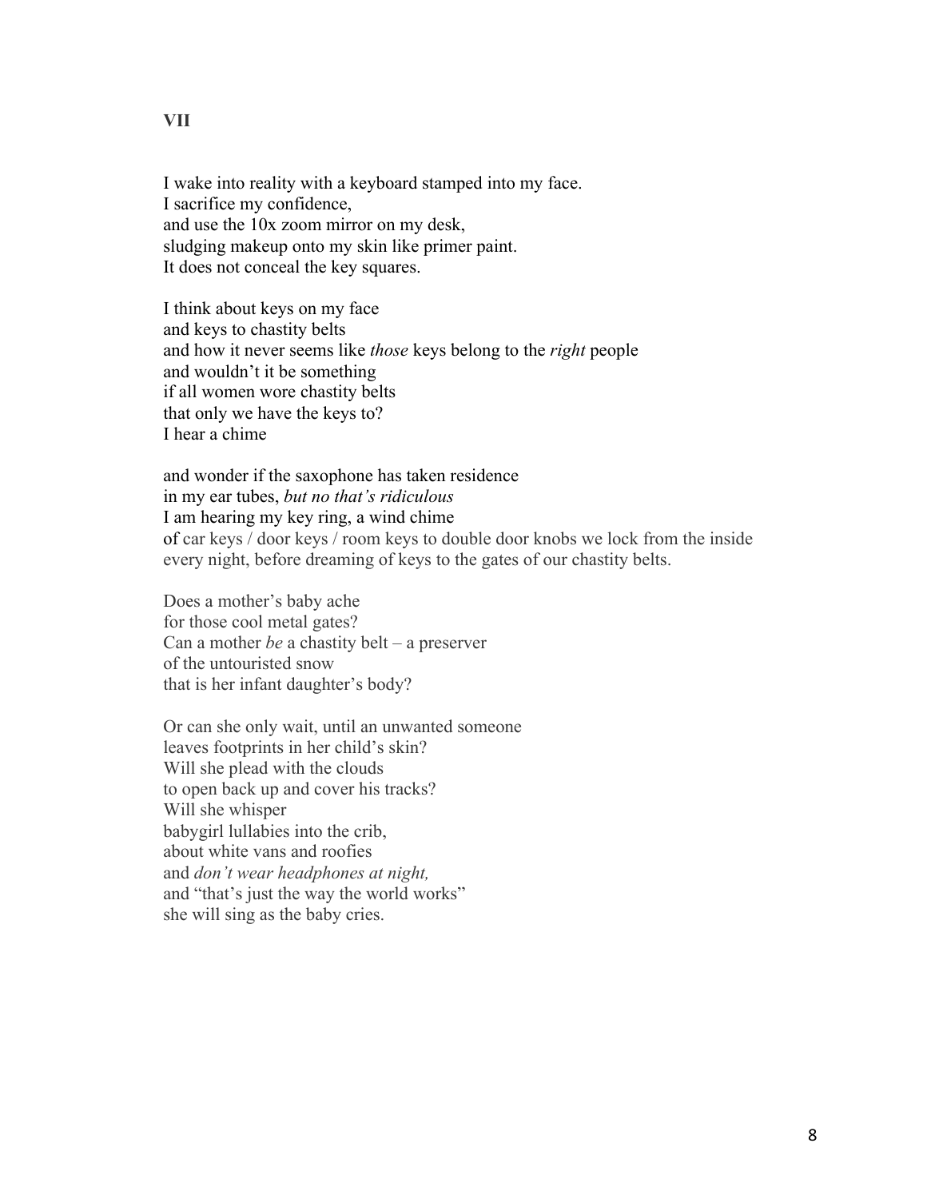**VII**

I wake into reality with a keyboard stamped into my face.
I sacrifice my confidence,
and use the 10x zoom mirror on my desk,
sludging makeup onto my skin like primer paint.
It does not conceal the key squares.

I think about keys on my face
and keys to chastity belts
and how it never seems like *those* keys belong to the *right* people
and wouldn't it be something
if all women wore chastity belts
that only we have the keys to?
I hear a chime

and wonder if the saxophone has taken residence
in my ear tubes, *but no that's ridiculous*
I am hearing my key ring, a wind chime
of car keys / door keys / room keys to double door knobs we lock from the inside
every night, before dreaming of keys to the gates of our chastity belts.

Does a mother's baby ache
for those cool metal gates?
Can a mother *be* a chastity belt – a preserver
of the untouristed snow
that is her infant daughter's body?

Or can she only wait, until an unwanted someone
leaves footprints in her child's skin?
Will she plead with the clouds
to open back up and cover his tracks?
Will she whisper
babygirl lullabies into the crib,
about white vans and roofies
and *don't wear headphones at night,*
and "that's just the way the world works"
she will sing as the baby cries.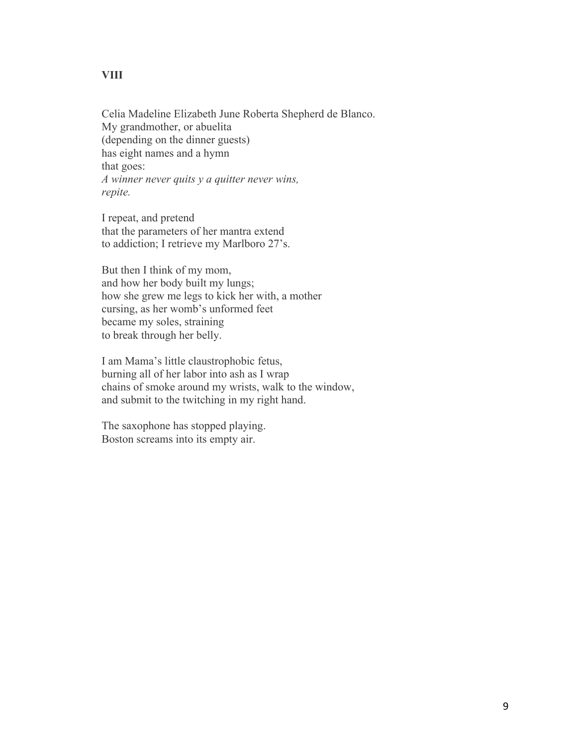**VIII**

Celia Madeline Elizabeth June Roberta Shepherd de Blanco.
My grandmother, or abuelita
(depending on the dinner guests)
has eight names and a hymn
that goes:
*A winner never quits y a quitter never wins,*
*repite.*

I repeat, and pretend
that the parameters of her mantra extend
to addiction; I retrieve my Marlboro 27's.

But then I think of my mom,
and how her body built my lungs;
how she grew me legs to kick her with, a mother
cursing, as her womb's unformed feet
became my soles, straining
to break through her belly.

I am Mama's little claustrophobic fetus,
burning all of her labor into ash as I wrap
chains of smoke around my wrists, walk to the window,
and submit to the twitching in my right hand.

The saxophone has stopped playing.
Boston screams into its empty air.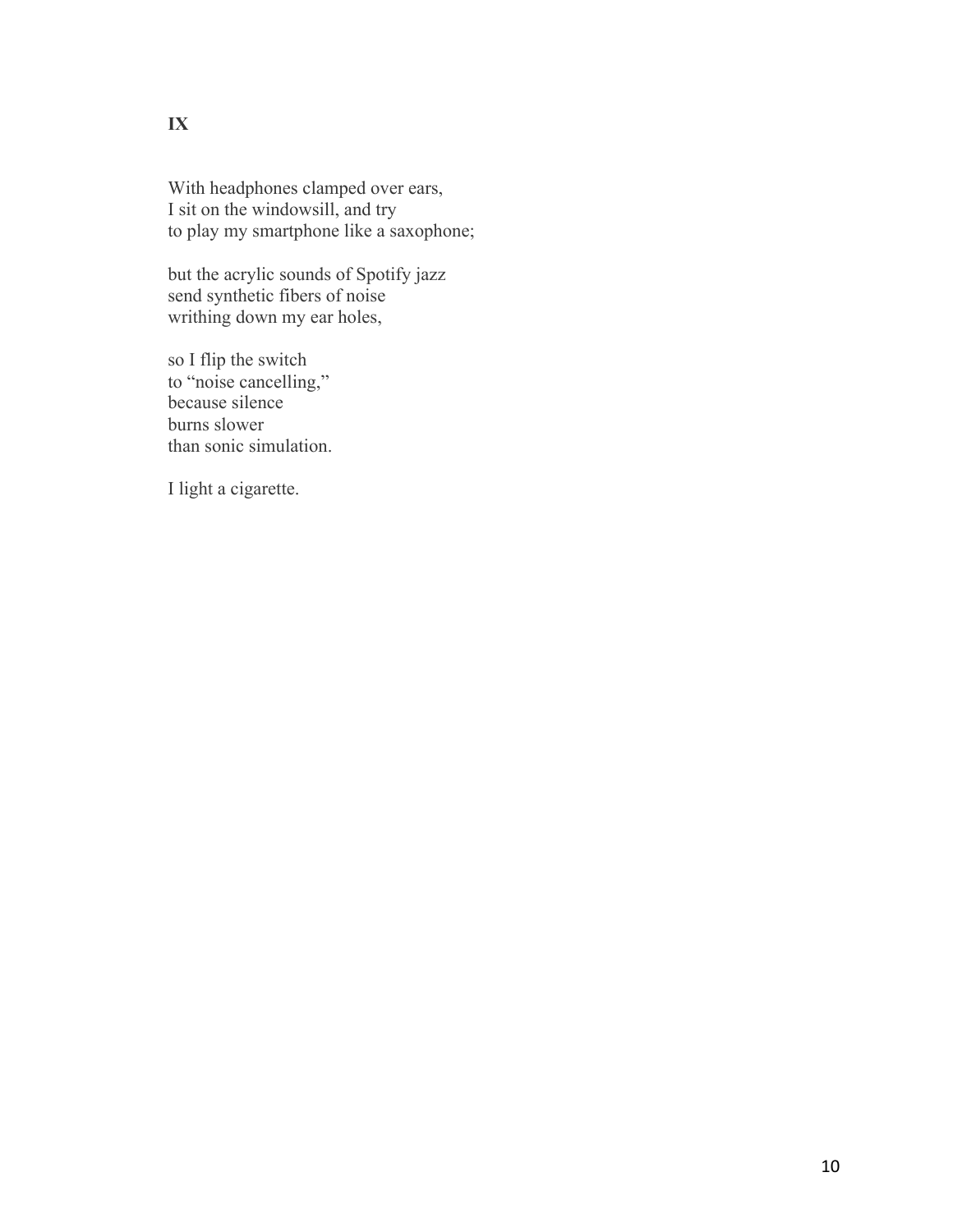**IX**

With headphones clamped over ears,  
I sit on the windowsill, and try  
to play my smartphone like a saxophone;

but the acrylic sounds of Spotify jazz  
send synthetic fibers of noise  
writhing down my ear holes,

so I flip the switch  
to "noise cancelling,"  
because silence  
burns slower  
than sonic simulation.

I light a cigarette.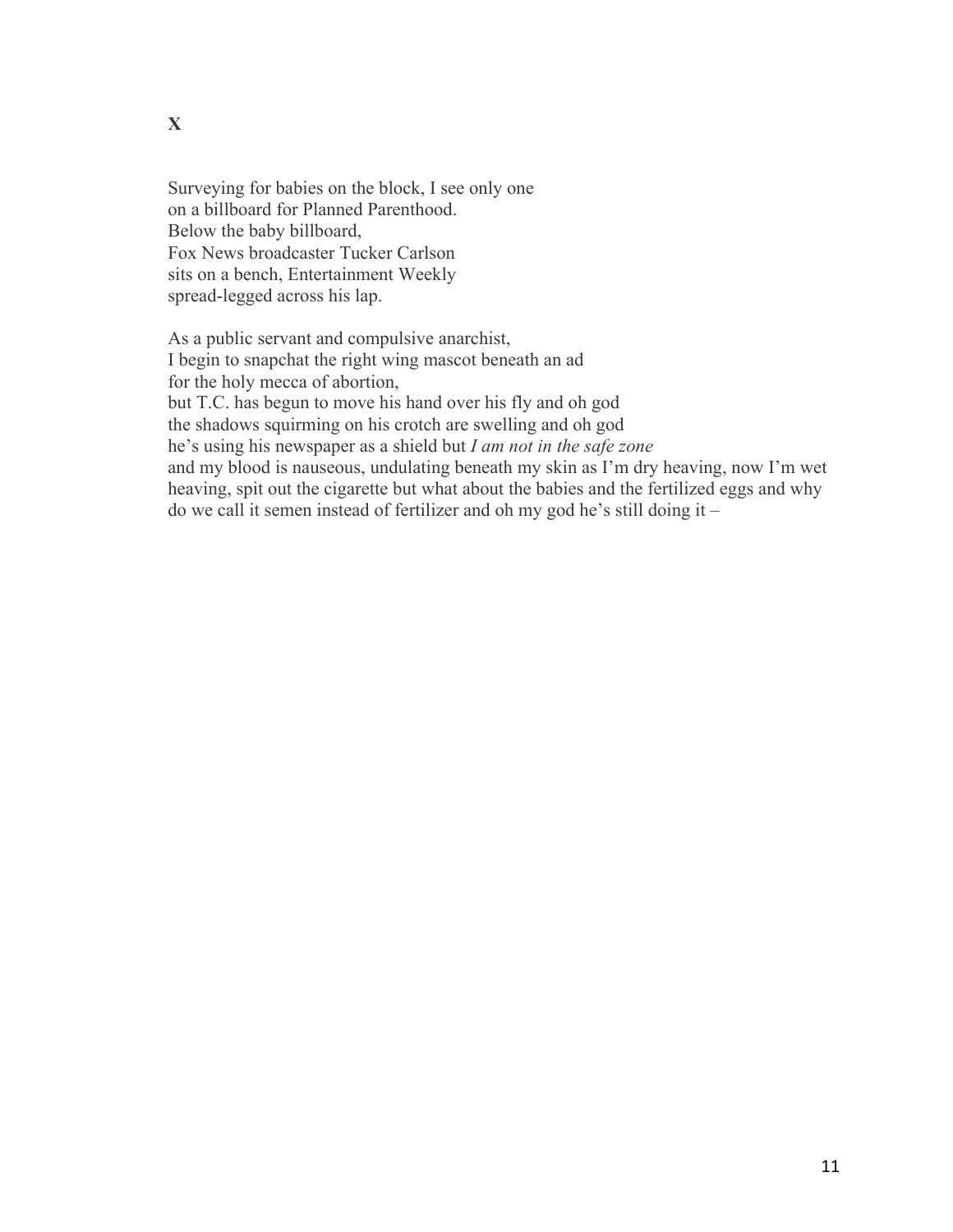**X**

Surveying for babies on the block, I see only one
on a billboard for Planned Parenthood.
Below the baby billboard,
Fox News broadcaster Tucker Carlson
sits on a bench, Entertainment Weekly
spread-legged across his lap.

As a public servant and compulsive anarchist,
I begin to snapchat the right wing mascot beneath an ad
for the holy mecca of abortion,
but T.C. has begun to move his hand over his fly and oh god
the shadows squirming on his crotch are swelling and oh god
he's using his newspaper as a shield but *I am not in the safe zone*
and my blood is nauseous, undulating beneath my skin as I'm dry heaving, now I'm wet heaving, spit out the cigarette but what about the babies and the fertilized eggs and why do we call it semen instead of fertilizer and oh my god he's still doing it –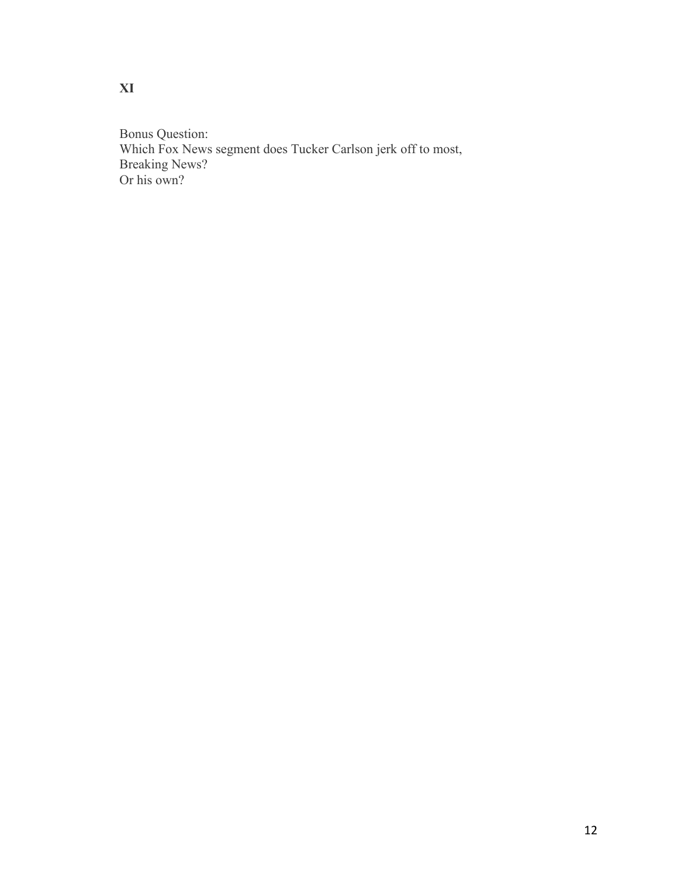**XI**

Bonus Question:
Which Fox News segment does Tucker Carlson jerk off to most,
Breaking News?
Or his own?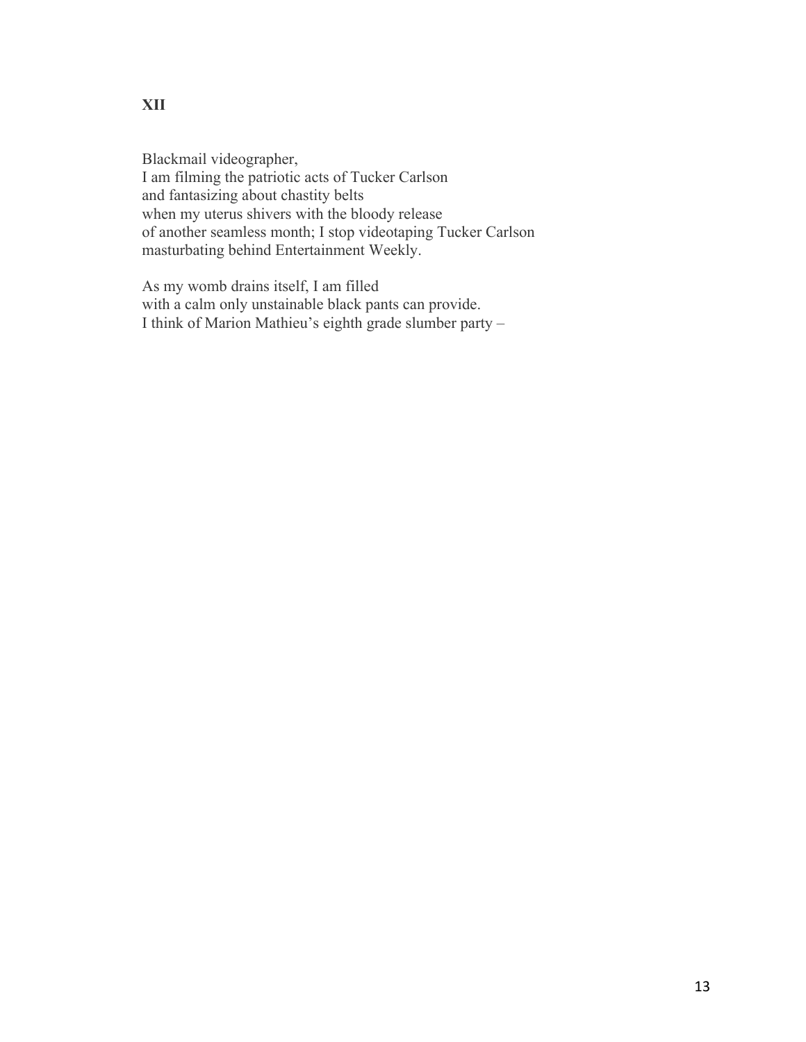**XII**

Blackmail videographer,
I am filming the patriotic acts of Tucker Carlson
and fantasizing about chastity belts
when my uterus shivers with the bloody release
of another seamless month; I stop videotaping Tucker Carlson
masturbating behind Entertainment Weekly.

As my womb drains itself, I am filled
with a calm only unstainable black pants can provide.
I think of Marion Mathieu's eighth grade slumber party –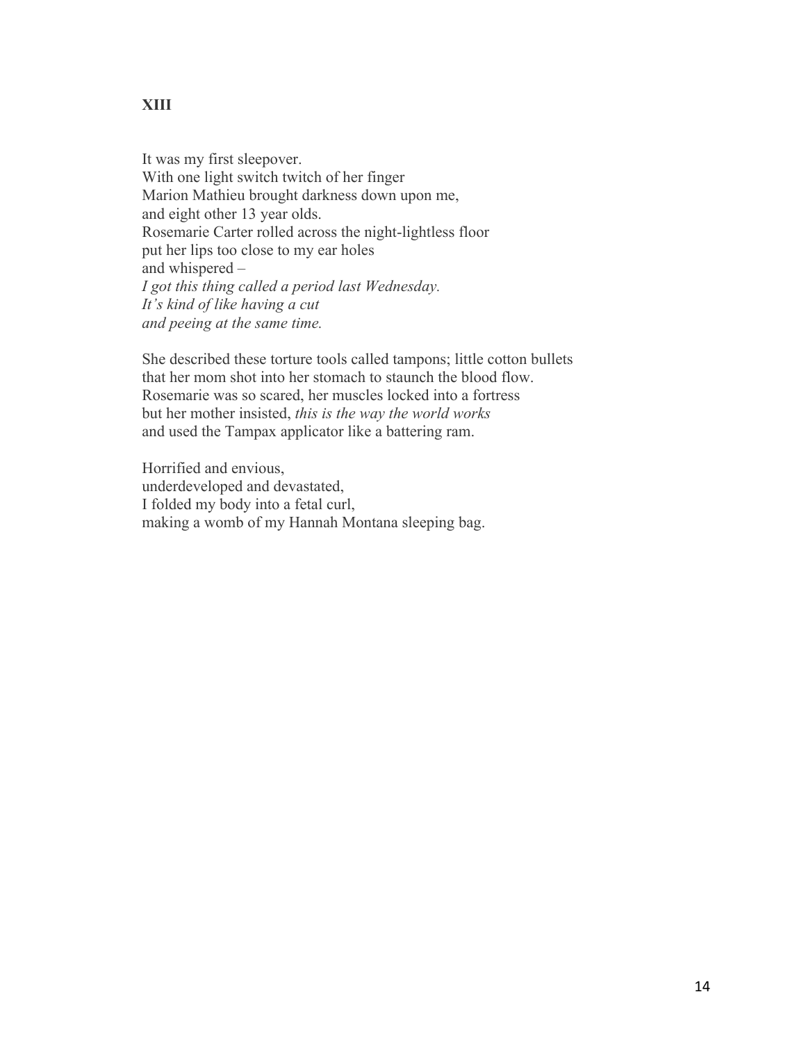**XIII**

It was my first sleepover.
With one light switch twitch of her finger
Marion Mathieu brought darkness down upon me,
and eight other 13 year olds.
Rosemarie Carter rolled across the night-lightless floor
put her lips too close to my ear holes
and whispered –
*I got this thing called a period last Wednesday.*
*It's kind of like having a cut*
*and peeing at the same time.*

She described these torture tools called tampons; little cotton bullets
that her mom shot into her stomach to staunch the blood flow.
Rosemarie was so scared, her muscles locked into a fortress
but her mother insisted, *this is the way the world works*
and used the Tampax applicator like a battering ram.

Horrified and envious,
underdeveloped and devastated,
I folded my body into a fetal curl,
making a womb of my Hannah Montana sleeping bag.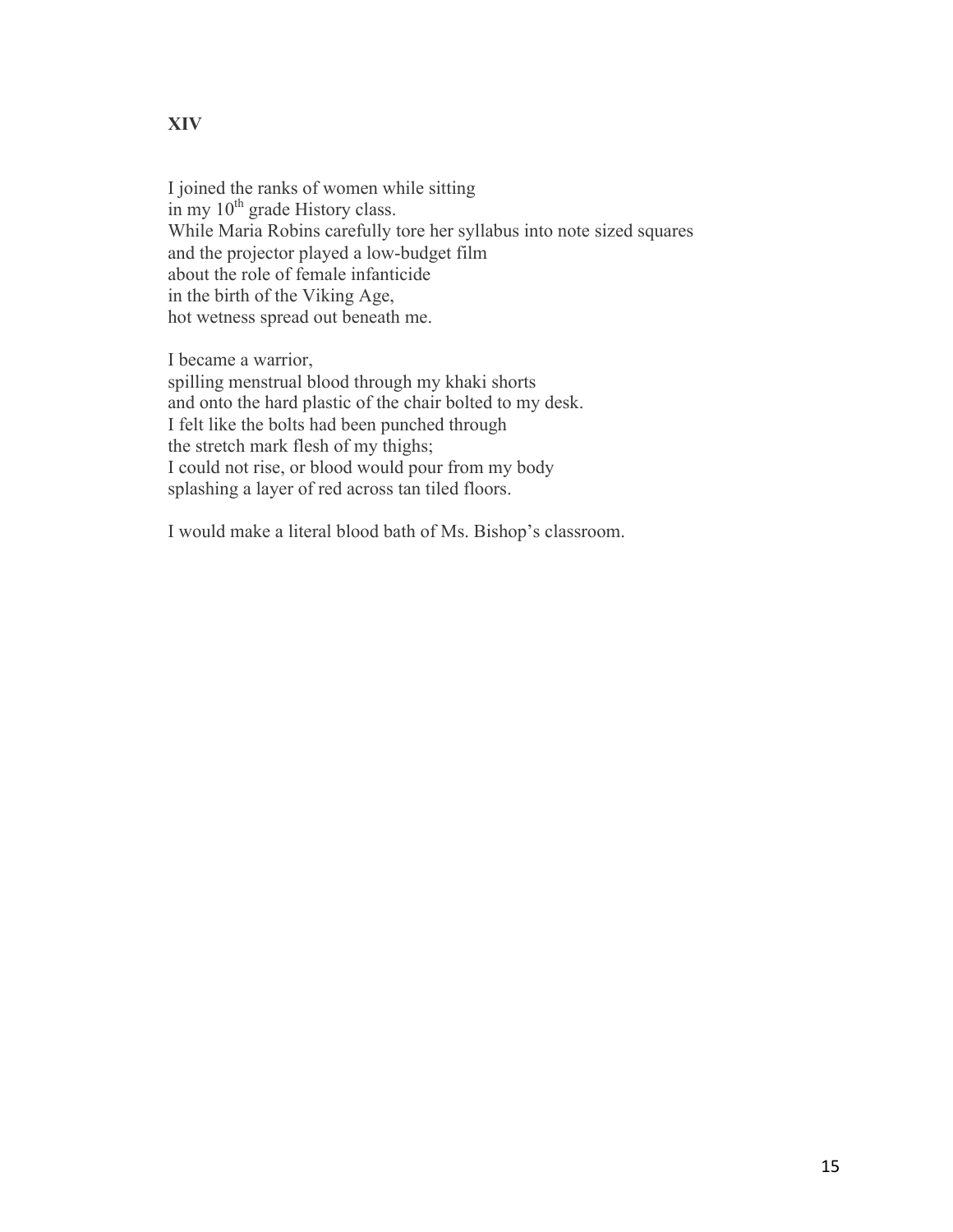**XIV**

I joined the ranks of women while sitting
in my 10th grade History class.
While Maria Robins carefully tore her syllabus into note sized squares
and the projector played a low-budget film
about the role of female infanticide
in the birth of the Viking Age,
hot wetness spread out beneath me.

I became a warrior,
spilling menstrual blood through my khaki shorts
and onto the hard plastic of the chair bolted to my desk.
I felt like the bolts had been punched through
the stretch mark flesh of my thighs;
I could not rise, or blood would pour from my body
splashing a layer of red across tan tiled floors.

I would make a literal blood bath of Ms. Bishop's classroom.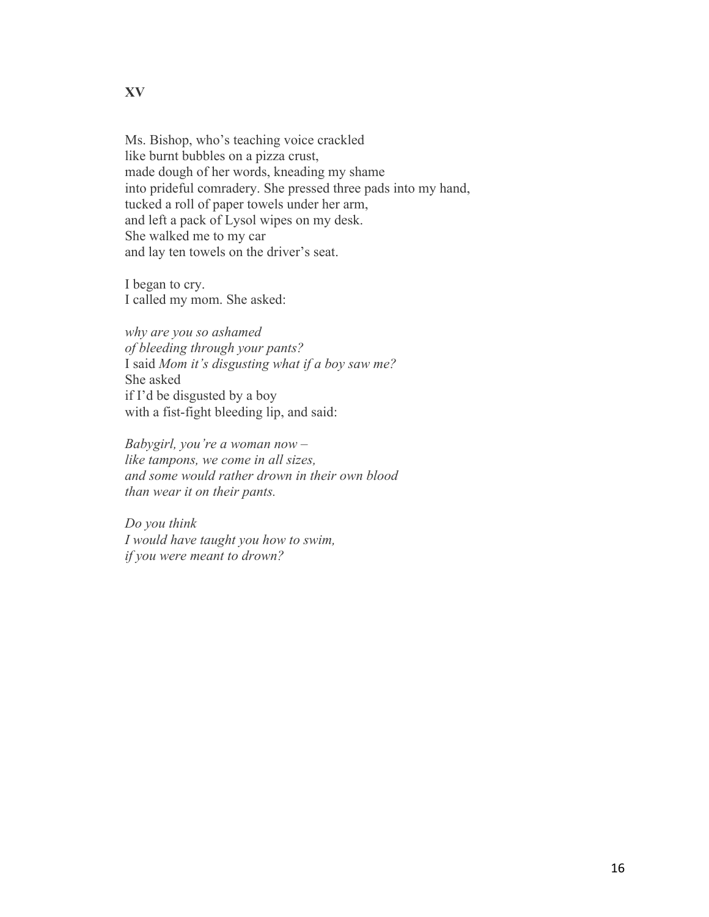**XV**

Ms. Bishop, who's teaching voice crackled  
like burnt bubbles on a pizza crust,  
made dough of her words, kneading my shame  
into prideful comradery. She pressed three pads into my hand,  
tucked a roll of paper towels under her arm,  
and left a pack of Lysol wipes on my desk.  
She walked me to my car  
and lay ten towels on the driver's seat.

I began to cry.  
I called my mom. She asked:

*why are you so ashamed*  
*of bleeding through your pants?*  
I said *Mom it's disgusting what if a boy saw me?*  
She asked  
if I'd be disgusted by a boy  
with a fist-fight bleeding lip, and said:

*Babygirl, you're a woman now –*  
*like tampons, we come in all sizes,*  
*and some would rather drown in their own blood*  
*than wear it on their pants.*

*Do you think*  
*I would have taught you how to swim,*  
*if you were meant to drown?*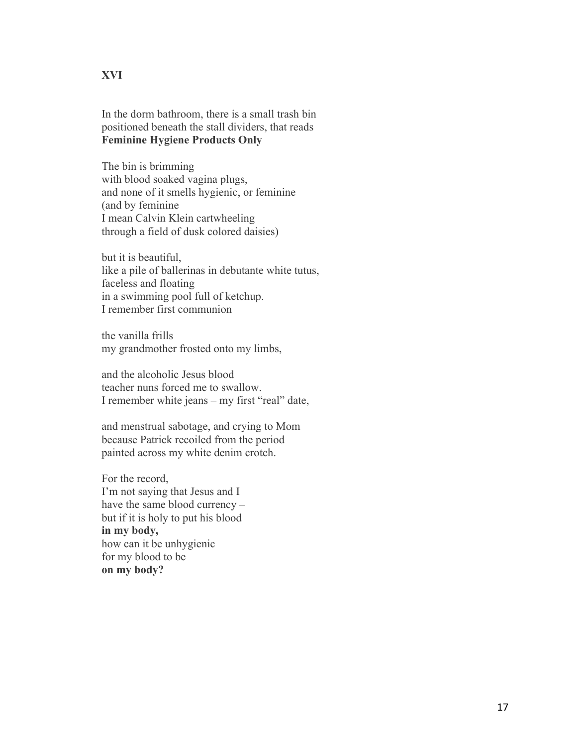**XVI**

In the dorm bathroom, there is a small trash bin
positioned beneath the stall dividers, that reads
**Feminine Hygiene Products Only**

The bin is brimming
with blood soaked vagina plugs,
and none of it smells hygienic, or feminine
(and by feminine
I mean Calvin Klein cartwheeling
through a field of dusk colored daisies)

but it is beautiful,
like a pile of ballerinas in debutante white tutus,
faceless and floating
in a swimming pool full of ketchup.
I remember first communion –

the vanilla frills
my grandmother frosted onto my limbs,

and the alcoholic Jesus blood
teacher nuns forced me to swallow.
I remember white jeans – my first "real" date,

and menstrual sabotage, and crying to Mom
because Patrick recoiled from the period
painted across my white denim crotch.

For the record,
I'm not saying that Jesus and I
have the same blood currency –
but if it is holy to put his blood
**in my body,**
how can it be unhygienic
for my blood to be
**on my body?**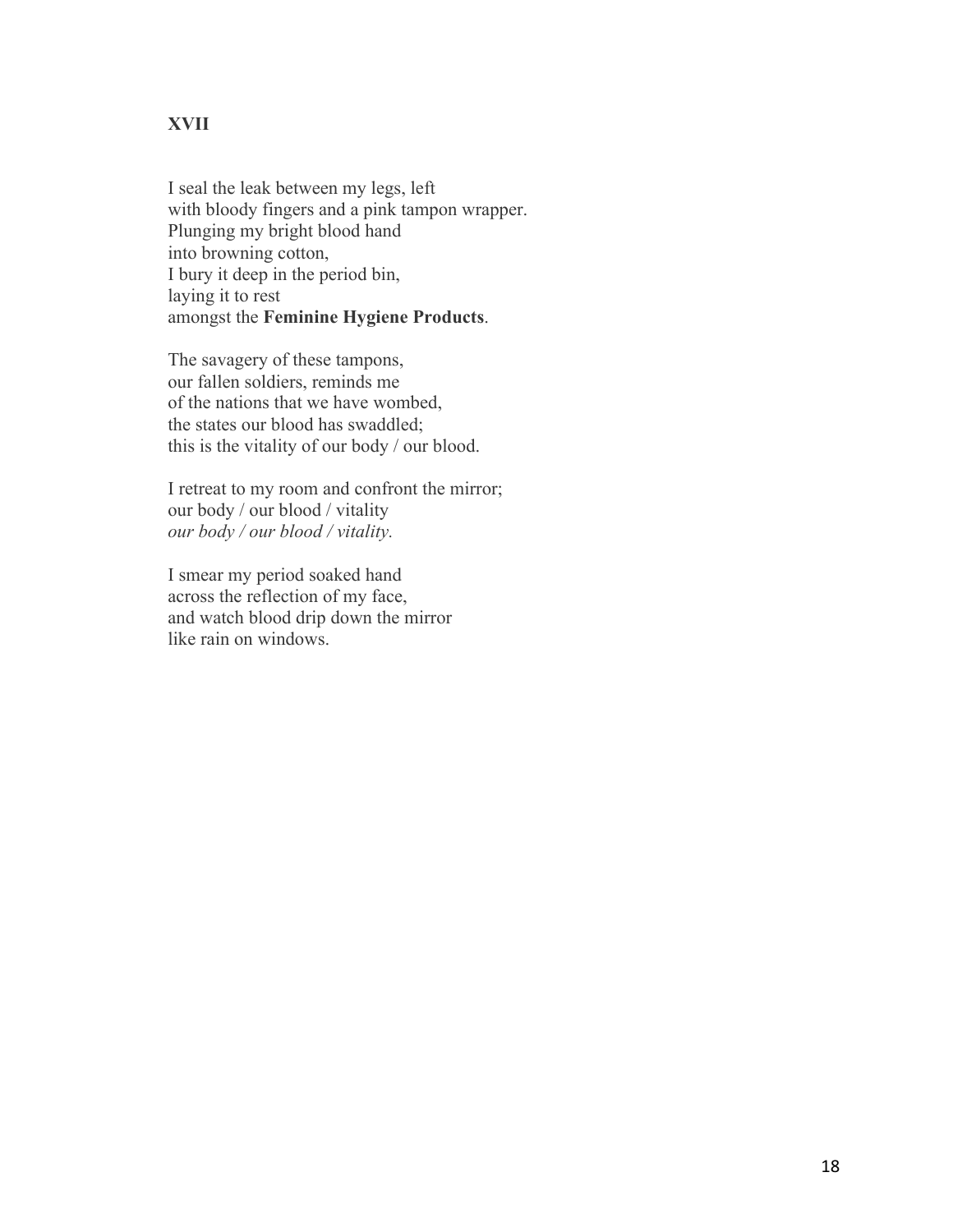**XVII**

I seal the leak between my legs, left
with bloody fingers and a pink tampon wrapper.
Plunging my bright blood hand
into browning cotton,
I bury it deep in the period bin,
laying it to rest
amongst the **Feminine Hygiene Products**.

The savagery of these tampons,
our fallen soldiers, reminds me
of the nations that we have wombed,
the states our blood has swaddled;
this is the vitality of our body / our blood.

I retreat to my room and confront the mirror;
our body / our blood / vitality
*our body / our blood / vitality.*

I smear my period soaked hand
across the reflection of my face,
and watch blood drip down the mirror
like rain on windows.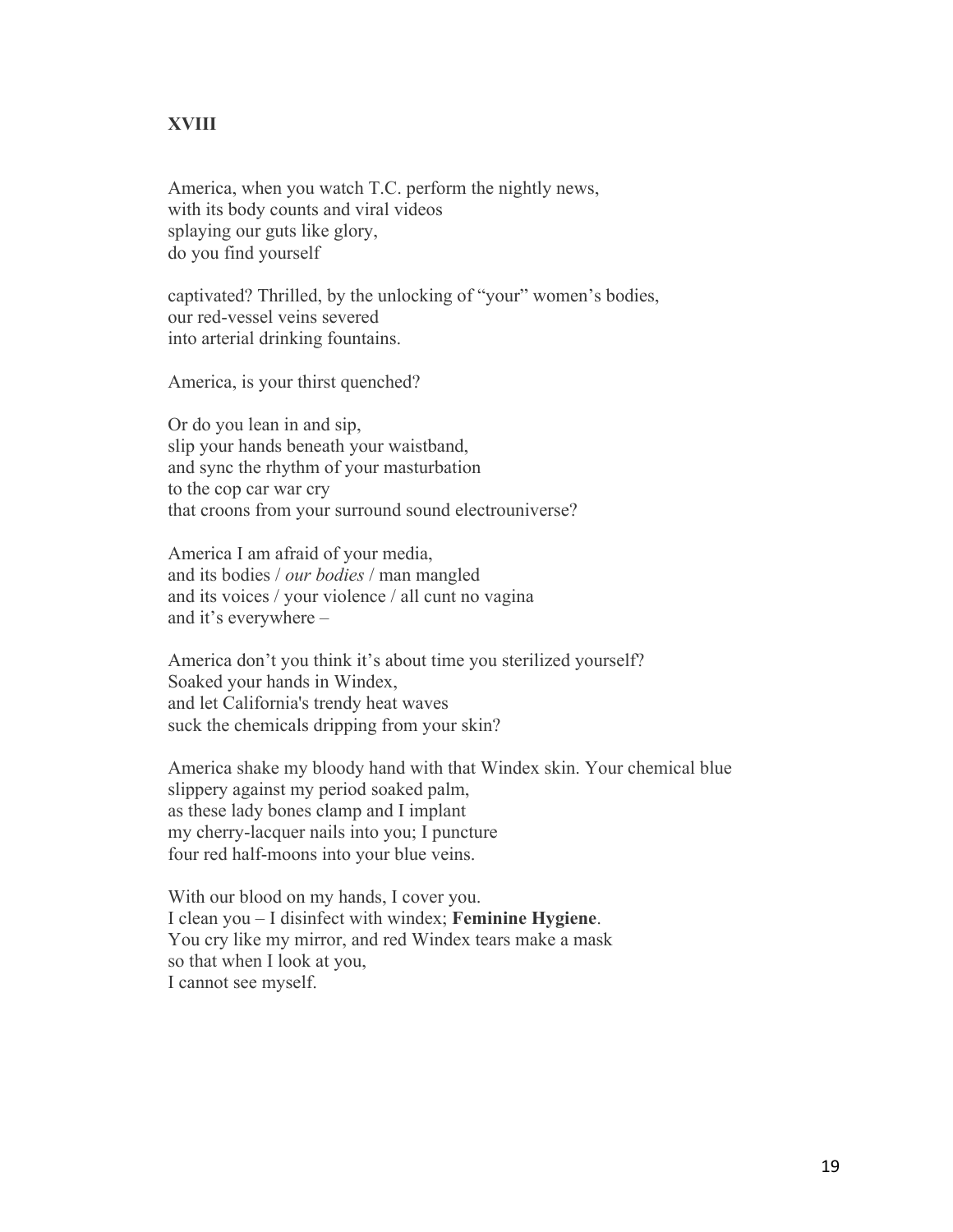**XVIII**

America, when you watch T.C. perform the nightly news,  
with its body counts and viral videos  
splaying our guts like glory,  
do you find yourself

captivated? Thrilled, by the unlocking of "your" women's bodies,  
our red-vessel veins severed  
into arterial drinking fountains.

America, is your thirst quenched?

Or do you lean in and sip,  
slip your hands beneath your waistband,  
and sync the rhythm of your masturbation  
to the cop car war cry  
that croons from your surround sound electrouniverse?

America I am afraid of your media,  
and its bodies / *our bodies* / man mangled  
and its voices / your violence / all cunt no vagina  
and it's everywhere –

America don't you think it's about time you sterilized yourself?  
Soaked your hands in Windex,  
and let California's trendy heat waves  
suck the chemicals dripping from your skin?

America shake my bloody hand with that Windex skin. Your chemical blue  
slippery against my period soaked palm,  
as these lady bones clamp and I implant  
my cherry-lacquer nails into you; I puncture  
four red half-moons into your blue veins.

With our blood on my hands, I cover you.  
I clean you – I disinfect with windex; **Feminine Hygiene**.  
You cry like my mirror, and red Windex tears make a mask  
so that when I look at you,  
I cannot see myself.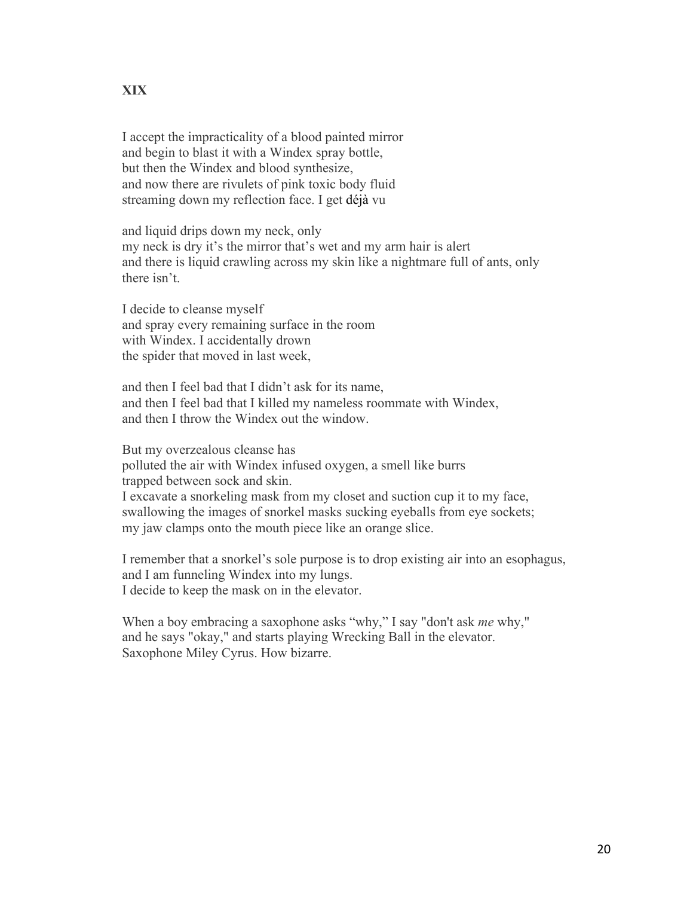**XIX**

I accept the impracticality of a blood painted mirror
and begin to blast it with a Windex spray bottle,
but then the Windex and blood synthesize,
and now there are rivulets of pink toxic body fluid
streaming down my reflection face. I get déjà vu

and liquid drips down my neck, only
my neck is dry it's the mirror that's wet and my arm hair is alert
and there is liquid crawling across my skin like a nightmare full of ants, only
there isn't.

I decide to cleanse myself
and spray every remaining surface in the room
with Windex. I accidentally drown
the spider that moved in last week,

and then I feel bad that I didn't ask for its name,
and then I feel bad that I killed my nameless roommate with Windex,
and then I throw the Windex out the window.

But my overzealous cleanse has
polluted the air with Windex infused oxygen, a smell like burrs
trapped between sock and skin.
I excavate a snorkeling mask from my closet and suction cup it to my face,
swallowing the images of snorkel masks sucking eyeballs from eye sockets;
my jaw clamps onto the mouth piece like an orange slice.

I remember that a snorkel's sole purpose is to drop existing air into an esophagus,
and I am funneling Windex into my lungs.
I decide to keep the mask on in the elevator.

When a boy embracing a saxophone asks "why," I say "don't ask *me* why,"
and he says "okay," and starts playing Wrecking Ball in the elevator.
Saxophone Miley Cyrus. How bizarre.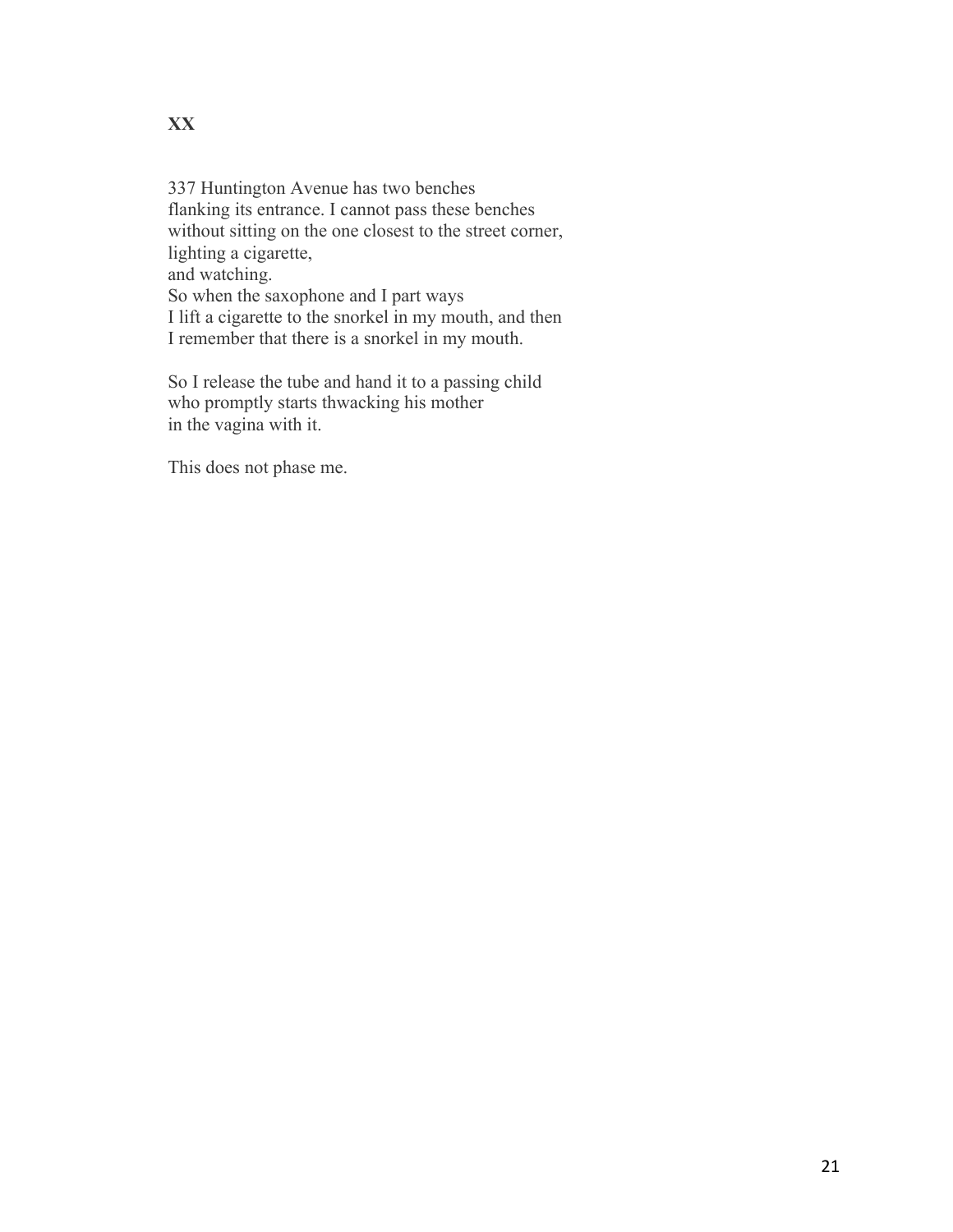**XX**

337 Huntington Avenue has two benches  
flanking its entrance. I cannot pass these benches  
without sitting on the one closest to the street corner,  
lighting a cigarette,  
and watching.  
So when the saxophone and I part ways  
I lift a cigarette to the snorkel in my mouth, and then  
I remember that there is a snorkel in my mouth.

So I release the tube and hand it to a passing child  
who promptly starts thwacking his mother  
in the vagina with it.

This does not phase me.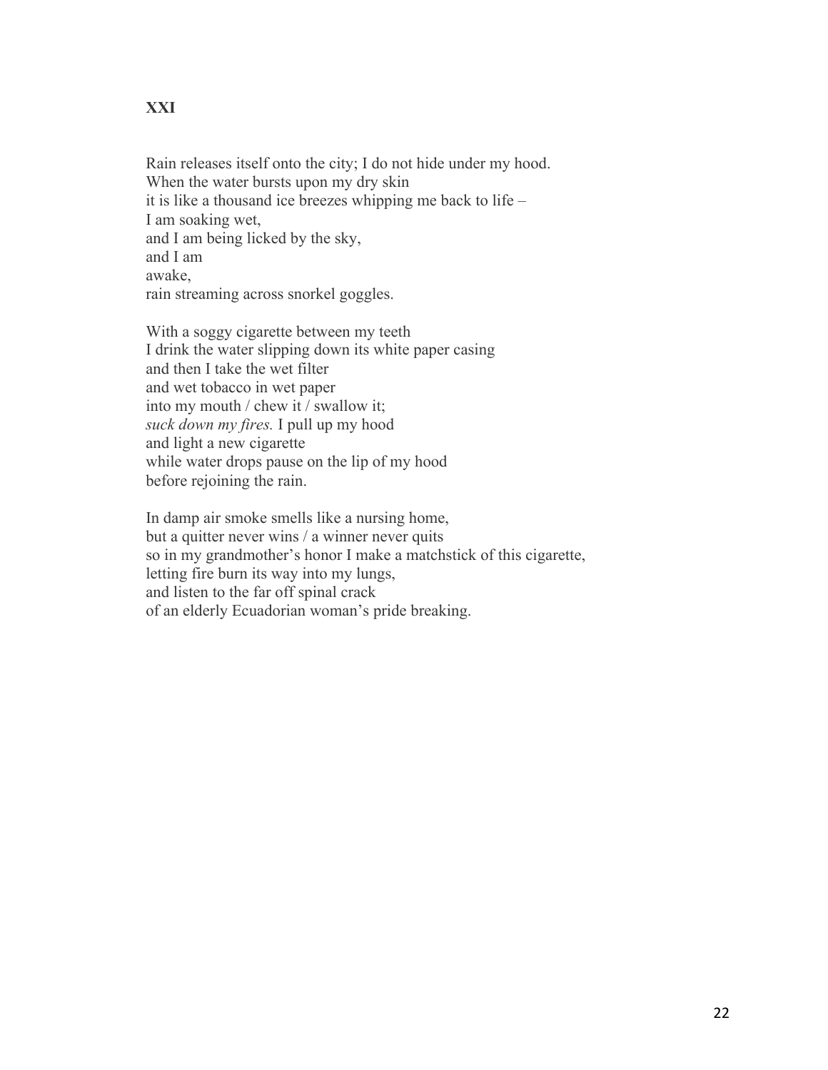**XXI**

Rain releases itself onto the city; I do not hide under my hood.
When the water bursts upon my dry skin
it is like a thousand ice breezes whipping me back to life –
I am soaking wet,
and I am being licked by the sky,
and I am
awake,
rain streaming across snorkel goggles.

With a soggy cigarette between my teeth
I drink the water slipping down its white paper casing
and then I take the wet filter
and wet tobacco in wet paper
into my mouth / chew it / swallow it;
*suck down my fires.* I pull up my hood
and light a new cigarette
while water drops pause on the lip of my hood
before rejoining the rain.

In damp air smoke smells like a nursing home,
but a quitter never wins / a winner never quits
so in my grandmother's honor I make a matchstick of this cigarette,
letting fire burn its way into my lungs,
and listen to the far off spinal crack
of an elderly Ecuadorian woman's pride breaking.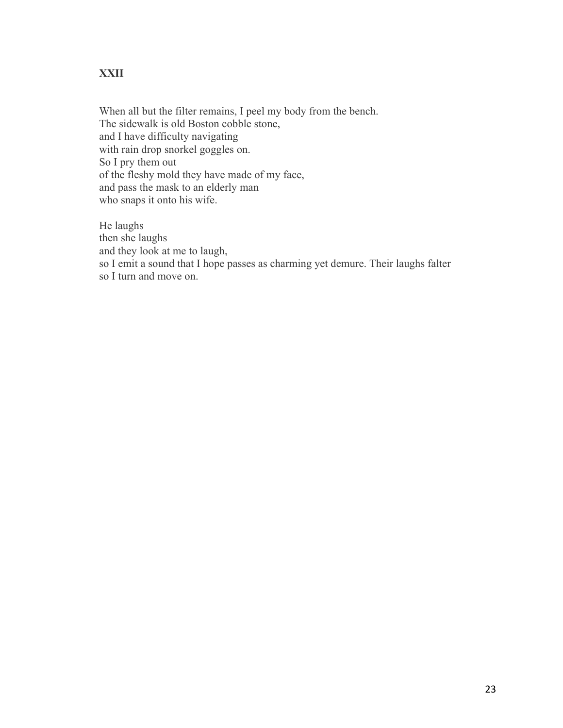**XXII**

When all but the filter remains, I peel my body from the bench.  
The sidewalk is old Boston cobble stone,  
and I have difficulty navigating  
with rain drop snorkel goggles on.  
So I pry them out  
of the fleshy mold they have made of my face,  
and pass the mask to an elderly man  
who snaps it onto his wife.

He laughs  
then she laughs  
and they look at me to laugh,  
so I emit a sound that I hope passes as charming yet demure. Their laughs falter  
so I turn and move on.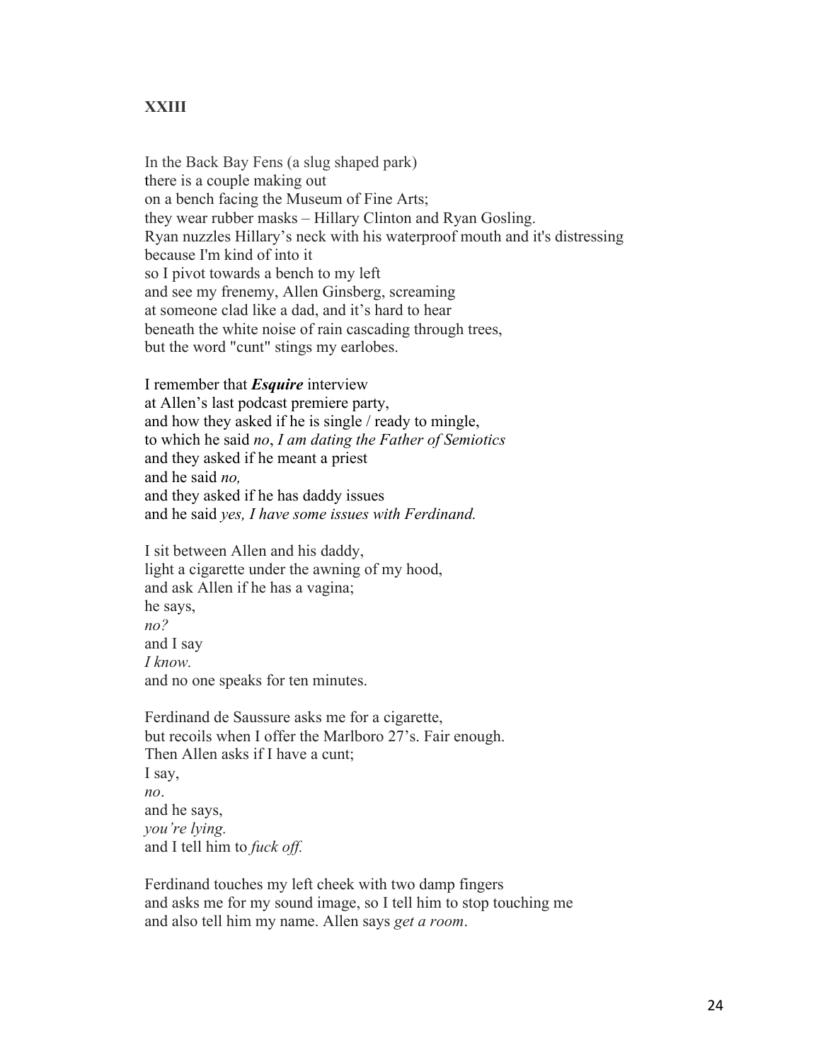## XXIII

In the Back Bay Fens (a slug shaped park)
there is a couple making out
on a bench facing the Museum of Fine Arts;
they wear rubber masks – Hillary Clinton and Ryan Gosling.
Ryan nuzzles Hillary's neck with his waterproof mouth and it's distressing
because I'm kind of into it
so I pivot towards a bench to my left
and see my frenemy, Allen Ginsberg, screaming
at someone clad like a dad, and it's hard to hear
beneath the white noise of rain cascading through trees,
but the word "cunt" stings my earlobes.

I remember that ***Esquire*** interview
at Allen's last podcast premiere party,
and how they asked if he is single / ready to mingle,
to which he said *no*, *I am dating the Father of Semiotics*
and they asked if he meant a priest
and he said *no,*
and they asked if he has daddy issues
and he said *yes, I have some issues with Ferdinand.*

I sit between Allen and his daddy,
light a cigarette under the awning of my hood,
and ask Allen if he has a vagina;
he says,
*no?*
and I say
*I know.*
and no one speaks for ten minutes.

Ferdinand de Saussure asks me for a cigarette,
but recoils when I offer the Marlboro 27's. Fair enough.
Then Allen asks if I have a cunt;
I say,
*no*.
and he says,
*you're lying.*
and I tell him to *fuck off.*

Ferdinand touches my left cheek with two damp fingers
and asks me for my sound image, so I tell him to stop touching me
and also tell him my name. Allen says *get a room*.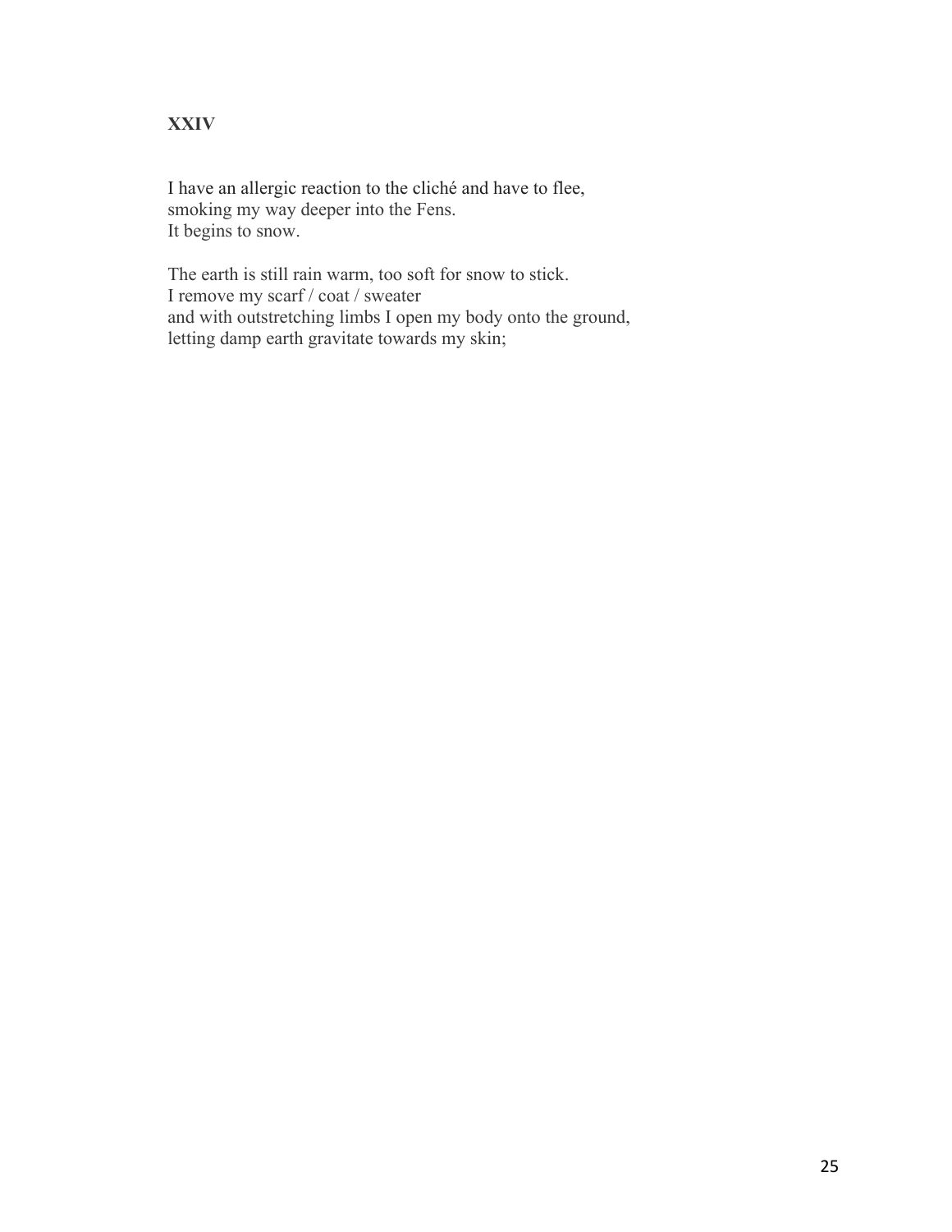**XXIV**

I have an allergic reaction to the cliché and have to flee,
smoking my way deeper into the Fens.
It begins to snow.

The earth is still rain warm, too soft for snow to stick.
I remove my scarf / coat / sweater
and with outstretching limbs I open my body onto the ground,
letting damp earth gravitate towards my skin;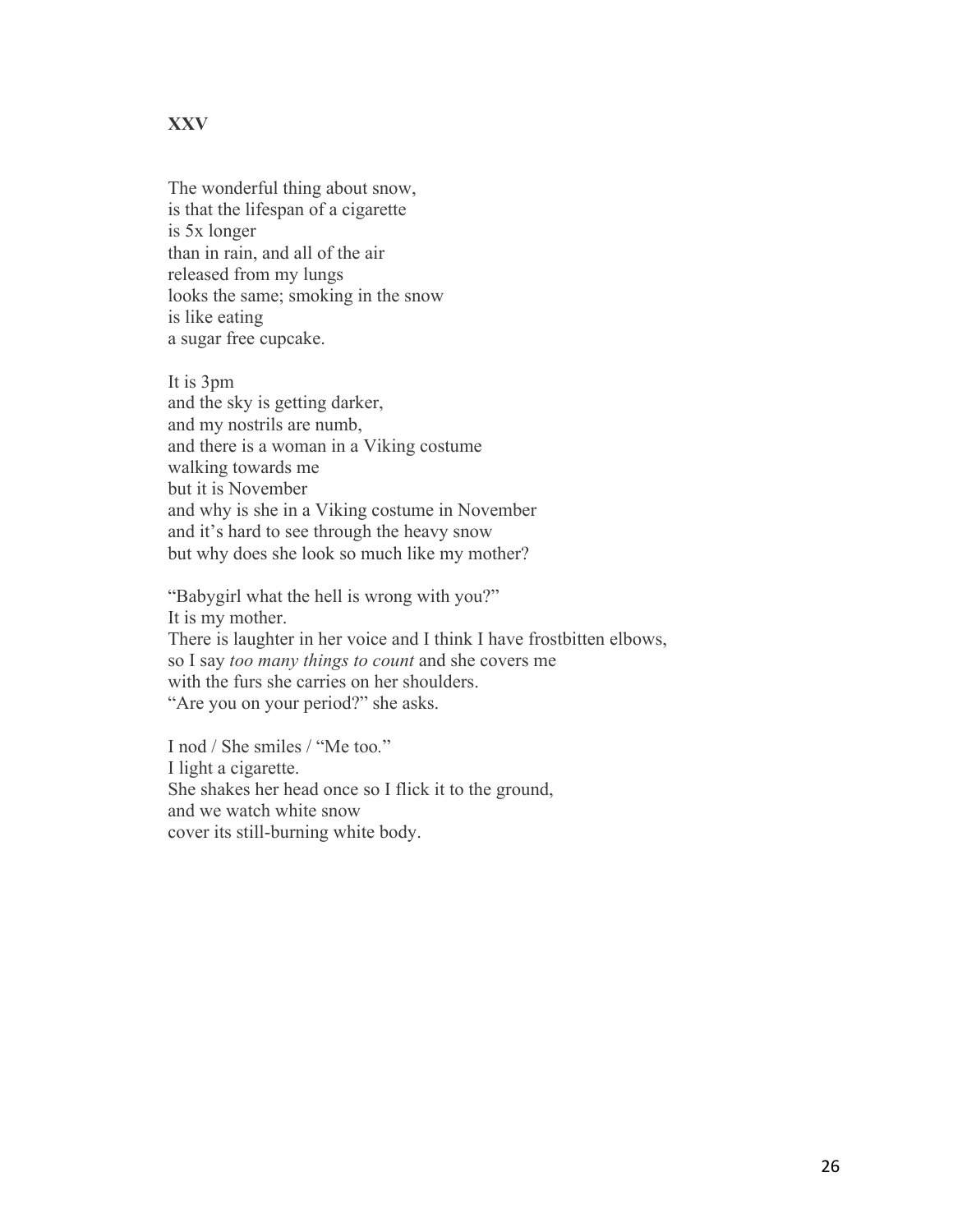**XXV**

The wonderful thing about snow,  
is that the lifespan of a cigarette  
is 5x longer  
than in rain, and all of the air  
released from my lungs  
looks the same; smoking in the snow  
is like eating  
a sugar free cupcake.

It is 3pm  
and the sky is getting darker,  
and my nostrils are numb,  
and there is a woman in a Viking costume  
walking towards me  
but it is November  
and why is she in a Viking costume in November  
and it's hard to see through the heavy snow  
but why does she look so much like my mother?

"Babygirl what the hell is wrong with you?"  
It is my mother.  
There is laughter in her voice and I think I have frostbitten elbows,  
so I say *too many things to count* and she covers me  
with the furs she carries on her shoulders.  
"Are you on your period?" she asks.

I nod / She smiles / "Me too."  
I light a cigarette.  
She shakes her head once so I flick it to the ground,  
and we watch white snow  
cover its still-burning white body.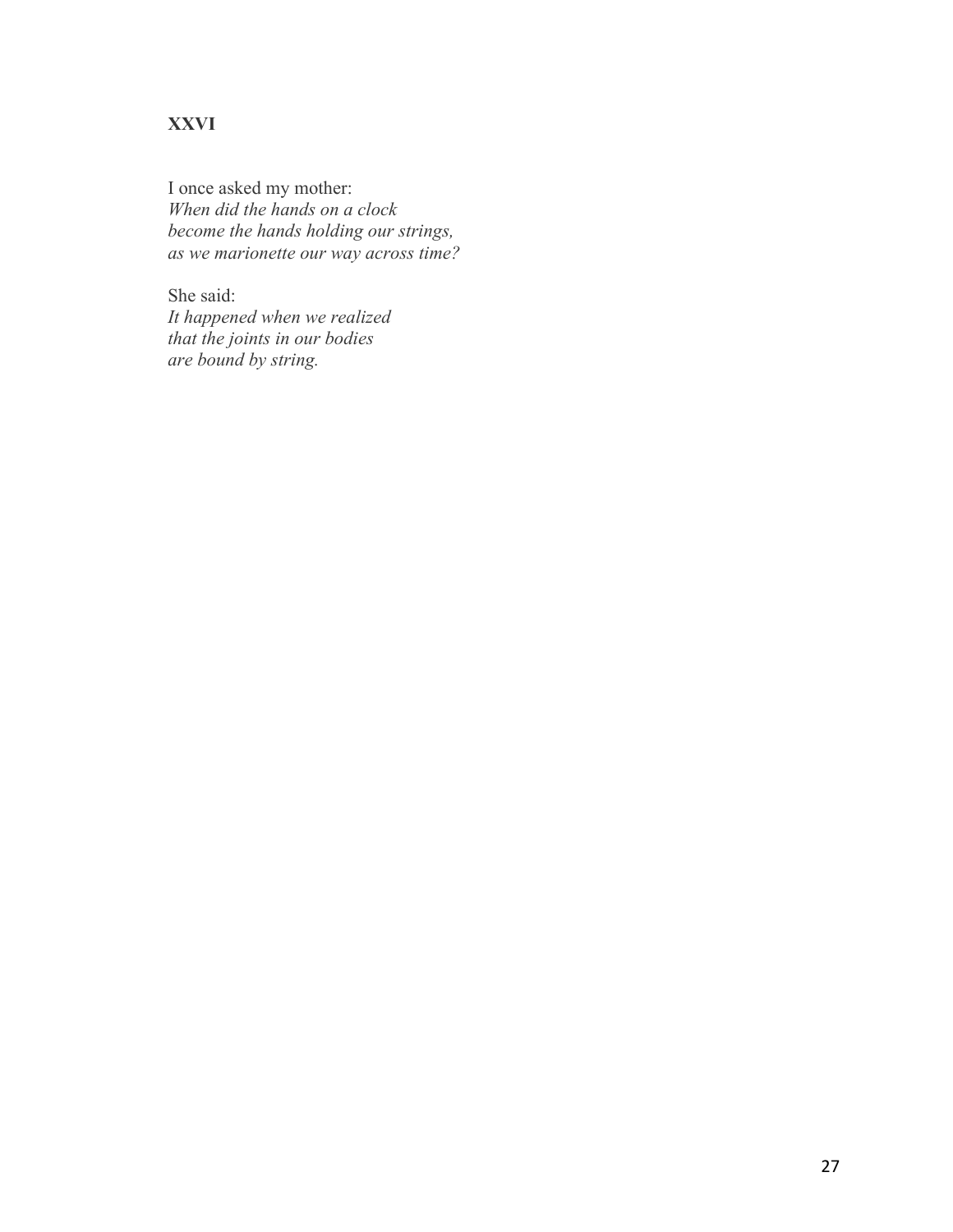**XXVI**

I once asked my mother:  
*When did the hands on a clock*  
*become the hands holding our strings,*  
*as we marionette our way across time?*

She said:  
*It happened when we realized*  
*that the joints in our bodies*  
*are bound by string.*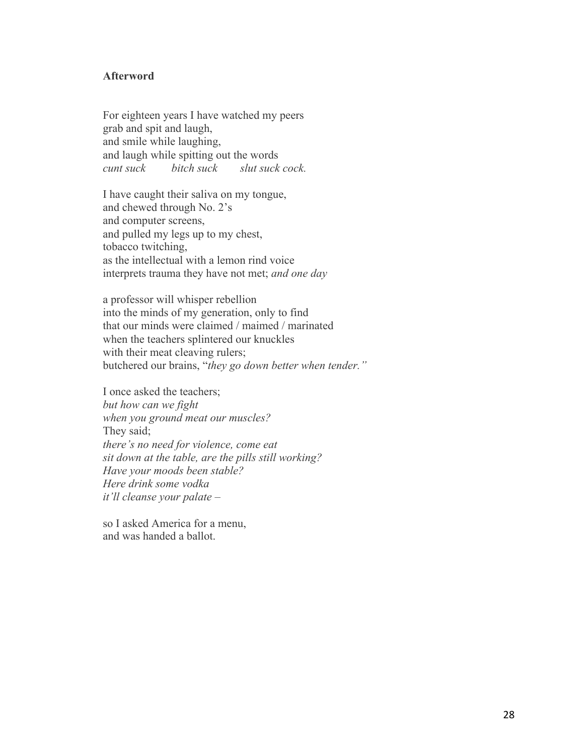**Afterword**

For eighteen years I have watched my peers  
grab and spit and laugh,  
and smile while laughing,  
and laugh while spitting out the words  
*cunt suck        bitch suck        slut suck cock.*

I have caught their saliva on my tongue,  
and chewed through No. 2's  
and computer screens,  
and pulled my legs up to my chest,  
tobacco twitching,  
as the intellectual with a lemon rind voice  
interprets trauma they have not met; *and one day*

a professor will whisper rebellion  
into the minds of my generation, only to find  
that our minds were claimed / maimed / marinated  
when the teachers splintered our knuckles  
with their meat cleaving rulers;  
butchered our brains, "*they go down better when tender.*"

I once asked the teachers;  
*but how can we fight*  
*when you ground meat our muscles?*  
They said;  
*there's no need for violence, come eat*  
*sit down at the table, are the pills still working?*  
*Have your moods been stable?*  
*Here drink some vodka*  
*it'll cleanse your palate –*

so I asked America for a menu,  
and was handed a ballot.